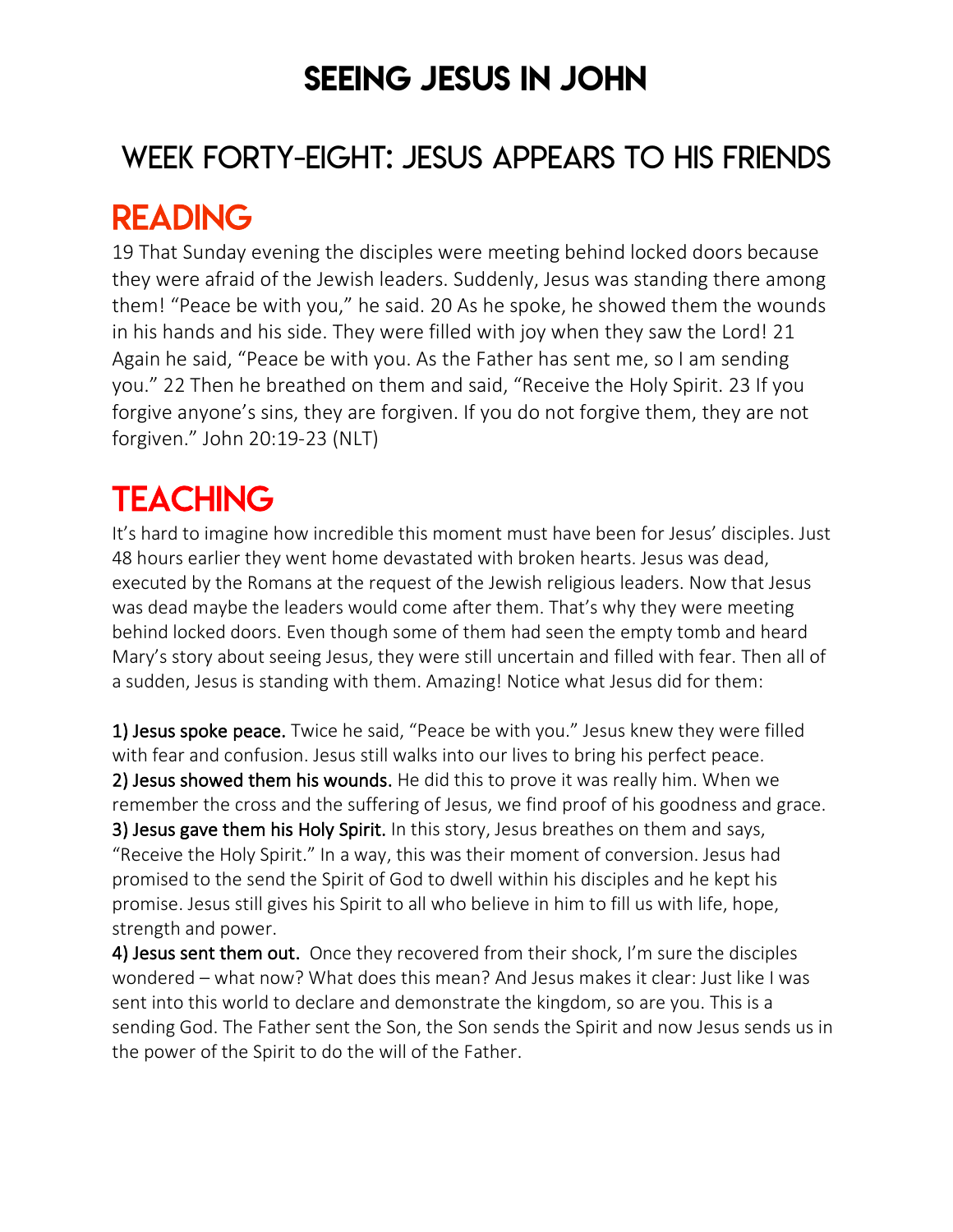# SEEING JESUS IN JOHN

## WEEK FORTY-EIGHT: JESUS APPEARS TO HIS FRIENDS

## READING

19 That Sunday evening the disciples were meeting behind locked doors because they were afraid of the Jewish leaders. Suddenly, Jesus was standing there among them! "Peace be with you," he said. 20 As he spoke, he showed them the wounds in his hands and his side. They were filled with joy when they saw the Lord! 21 Again he said, "Peace be with you. As the Father has sent me, so I am sending you." 22 Then he breathed on them and said, "Receive the Holy Spirit. 23 If you forgive anyone's sins, they are forgiven. If you do not forgive them, they are not forgiven." John 20:19-23 (NLT)

## TEACHING

It's hard to imagine how incredible this moment must have been for Jesus' disciples. Just 48 hours earlier they went home devastated with broken hearts. Jesus was dead, executed by the Romans at the request of the Jewish religious leaders. Now that Jesus was dead maybe the leaders would come after them. That's why they were meeting behind locked doors. Even though some of them had seen the empty tomb and heard Mary's story about seeing Jesus, they were still uncertain and filled with fear. Then all of a sudden, Jesus is standing with them. Amazing! Notice what Jesus did for them:

**1) Jesus spoke peace.** Twice he said, "Peace be with you." Jesus knew they were filled with fear and confusion. Jesus still walks into our lives to bring his perfect peace.
**2) Jesus showed them his wounds.** He did this to prove it was really him. When we remember the cross and the suffering of Jesus, we find proof of his goodness and grace.
**3) Jesus gave them his Holy Spirit.** In this story, Jesus breathes on them and says, "Receive the Holy Spirit." In a way, this was their moment of conversion. Jesus had promised to the send the Spirit of God to dwell within his disciples and he kept his promise. Jesus still gives his Spirit to all who believe in him to fill us with life, hope, strength and power.
**4) Jesus sent them out.** Once they recovered from their shock, I'm sure the disciples wondered – what now? What does this mean? And Jesus makes it clear: Just like I was sent into this world to declare and demonstrate the kingdom, so are you. This is a sending God. The Father sent the Son, the Son sends the Spirit and now Jesus sends us in the power of the Spirit to do the will of the Father.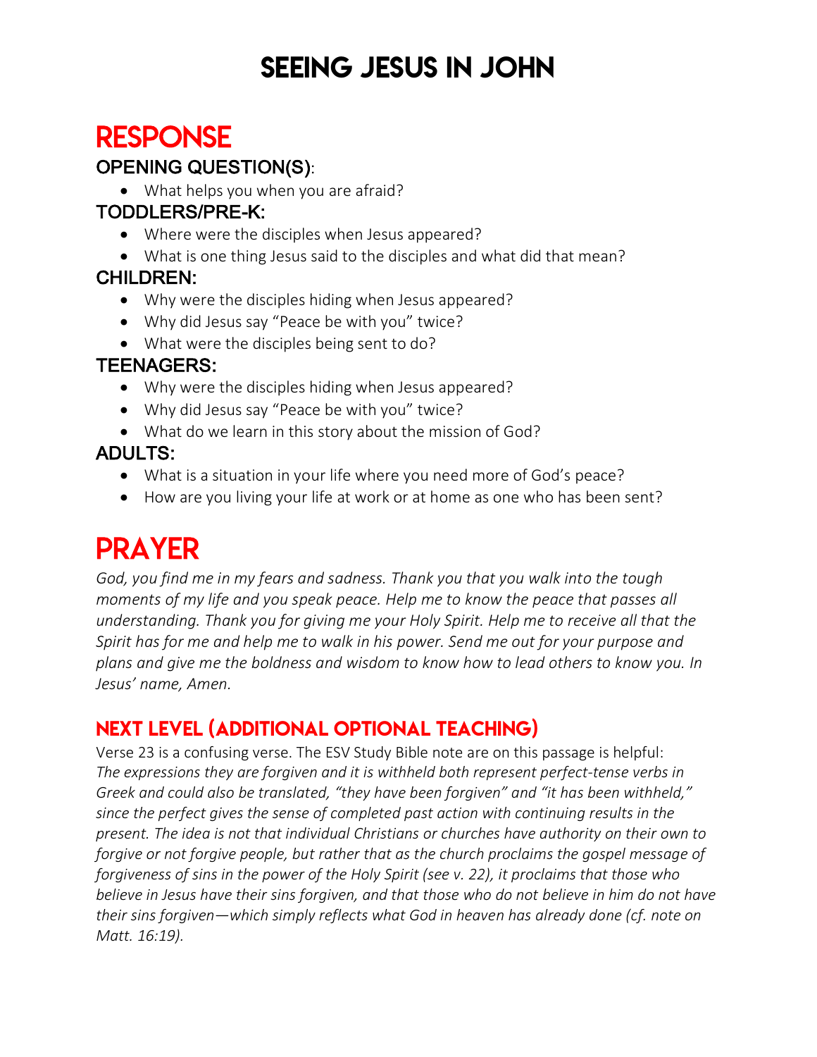# SEEING JESUS IN JOHN

## RESPONSE

### OPENING QUESTION(S):

- What helps you when you are afraid?

### TODDLERS/PRE-K:

- Where were the disciples when Jesus appeared?
- What is one thing Jesus said to the disciples and what did that mean?

### CHILDREN:

- Why were the disciples hiding when Jesus appeared?
- Why did Jesus say "Peace be with you" twice?
- What were the disciples being sent to do?

### TEENAGERS:

- Why were the disciples hiding when Jesus appeared?
- Why did Jesus say "Peace be with you" twice?
- What do we learn in this story about the mission of God?

### ADULTS:

- What is a situation in your life where you need more of God's peace?
- How are you living your life at work or at home as one who has been sent?

## PRAYER

*God, you find me in my fears and sadness. Thank you that you walk into the tough moments of my life and you speak peace. Help me to know the peace that passes all understanding. Thank you for giving me your Holy Spirit. Help me to receive all that the Spirit has for me and help me to walk in his power. Send me out for your purpose and plans and give me the boldness and wisdom to know how to lead others to know you. In Jesus' name, Amen.*

### NEXT LEVEL (ADDITIONAL OPTIONAL TEACHING)

Verse 23 is a confusing verse. The ESV Study Bible note are on this passage is helpful: *The expressions they are forgiven and it is withheld both represent perfect-tense verbs in Greek and could also be translated, "they have been forgiven" and "it has been withheld," since the perfect gives the sense of completed past action with continuing results in the present. The idea is not that individual Christians or churches have authority on their own to forgive or not forgive people, but rather that as the church proclaims the gospel message of forgiveness of sins in the power of the Holy Spirit (see v. 22), it proclaims that those who believe in Jesus have their sins forgiven, and that those who do not believe in him do not have their sins forgiven—which simply reflects what God in heaven has already done (cf. note on Matt. 16:19).*